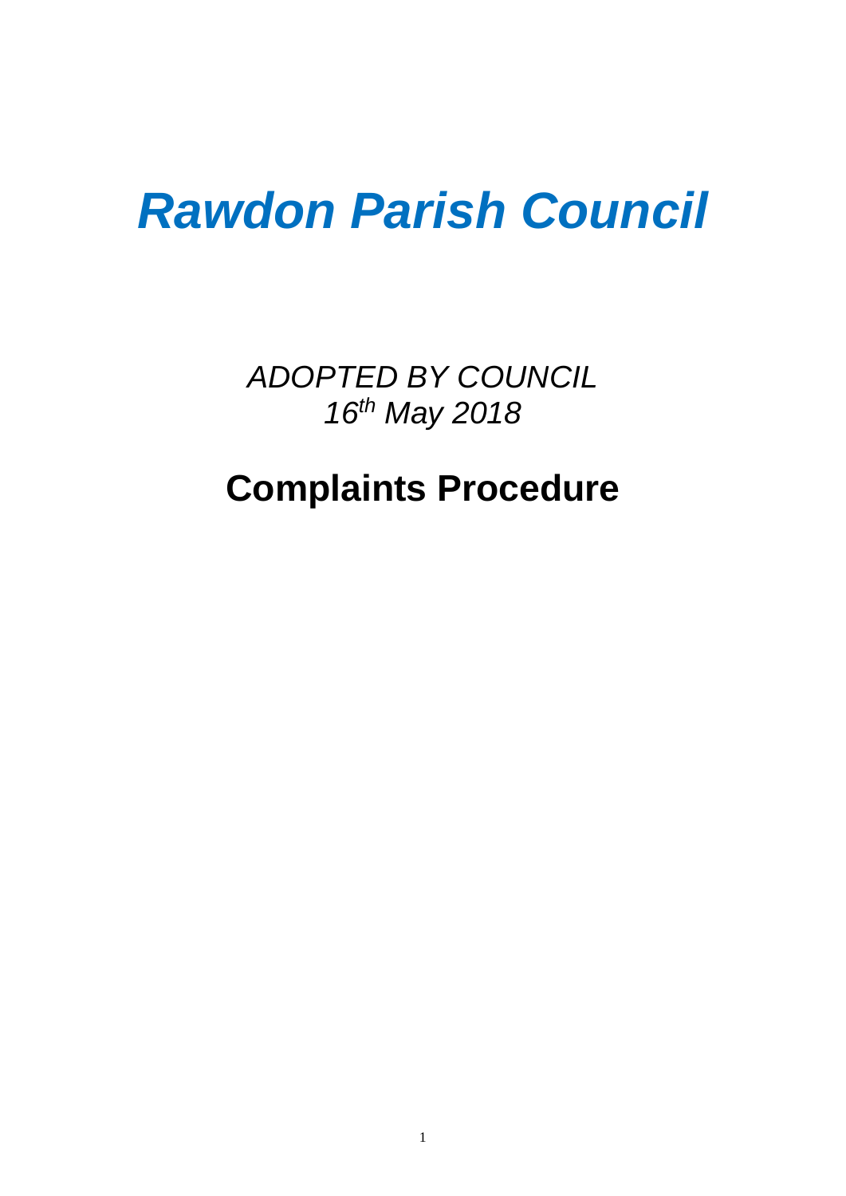# *Rawdon Parish Council*

*ADOPTED BY COUNCIL*
*16th May 2018*

## Complaints Procedure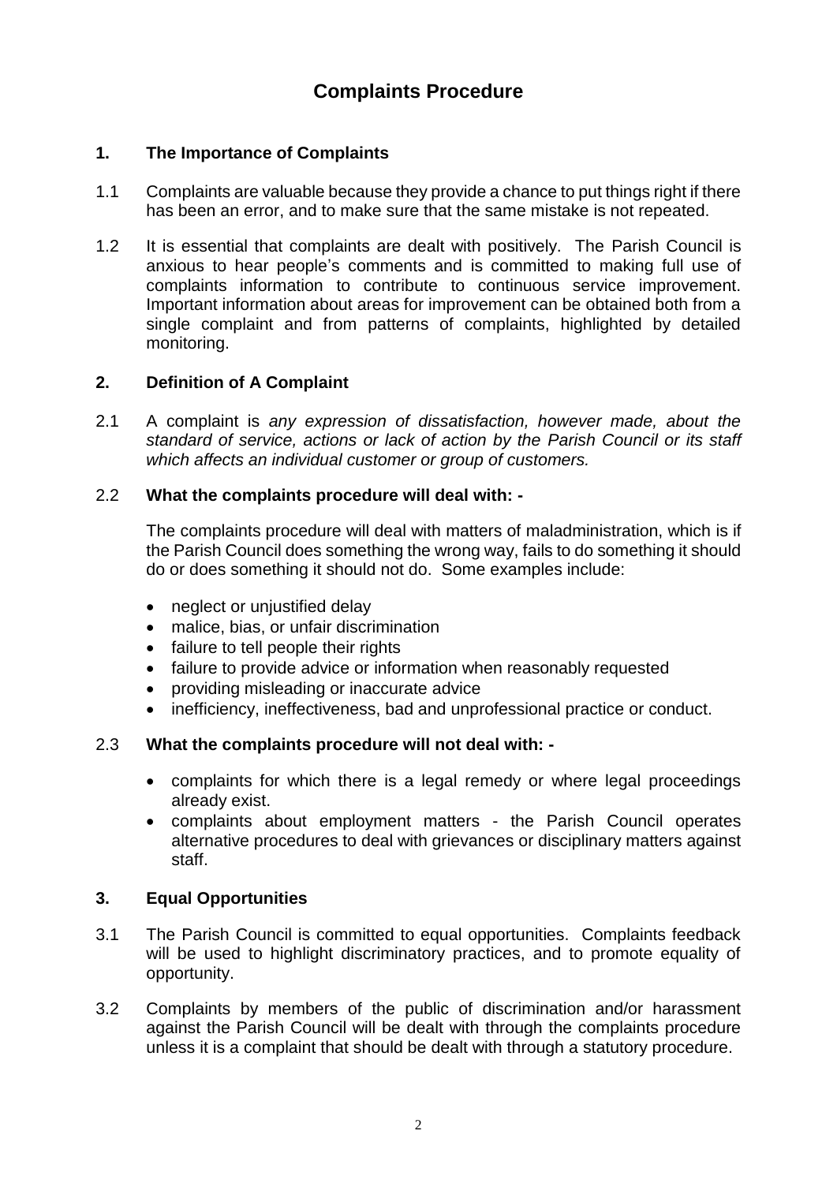# Complaints Procedure

## 1. The Importance of Complaints

1.1 Complaints are valuable because they provide a chance to put things right if there has been an error, and to make sure that the same mistake is not repeated.

1.2 It is essential that complaints are dealt with positively. The Parish Council is anxious to hear people's comments and is committed to making full use of complaints information to contribute to continuous service improvement. Important information about areas for improvement can be obtained both from a single complaint and from patterns of complaints, highlighted by detailed monitoring.

## 2. Definition of A Complaint

2.1 A complaint is *any expression of dissatisfaction, however made, about the standard of service, actions or lack of action by the Parish Council or its staff which affects an individual customer or group of customers.*

2.2 **What the complaints procedure will deal with: -**

The complaints procedure will deal with matters of maladministration, which is if the Parish Council does something the wrong way, fails to do something it should do or does something it should not do. Some examples include:

- neglect or unjustified delay
- malice, bias, or unfair discrimination
- failure to tell people their rights
- failure to provide advice or information when reasonably requested
- providing misleading or inaccurate advice
- inefficiency, ineffectiveness, bad and unprofessional practice or conduct.

2.3 **What the complaints procedure will not deal with: -**

- complaints for which there is a legal remedy or where legal proceedings already exist.
- complaints about employment matters - the Parish Council operates alternative procedures to deal with grievances or disciplinary matters against staff.

## 3. Equal Opportunities

3.1 The Parish Council is committed to equal opportunities. Complaints feedback will be used to highlight discriminatory practices, and to promote equality of opportunity.

3.2 Complaints by members of the public of discrimination and/or harassment against the Parish Council will be dealt with through the complaints procedure unless it is a complaint that should be dealt with through a statutory procedure.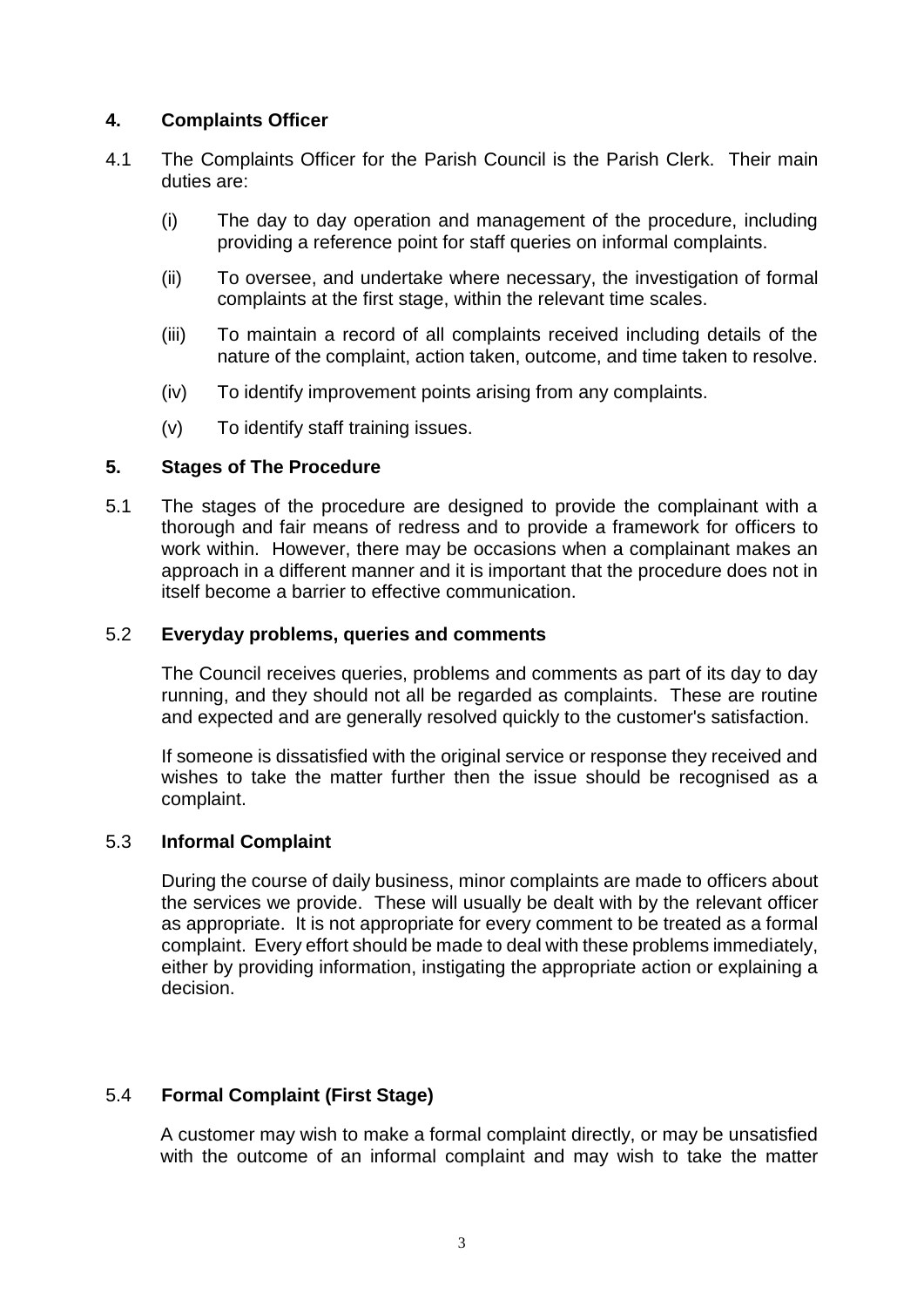## 4. Complaints Officer

4.1 The Complaints Officer for the Parish Council is the Parish Clerk. Their main duties are:

(i) The day to day operation and management of the procedure, including providing a reference point for staff queries on informal complaints.

(ii) To oversee, and undertake where necessary, the investigation of formal complaints at the first stage, within the relevant time scales.

(iii) To maintain a record of all complaints received including details of the nature of the complaint, action taken, outcome, and time taken to resolve.

(iv) To identify improvement points arising from any complaints.

(v) To identify staff training issues.

## 5. Stages of The Procedure

5.1 The stages of the procedure are designed to provide the complainant with a thorough and fair means of redress and to provide a framework for officers to work within. However, there may be occasions when a complainant makes an approach in a different manner and it is important that the procedure does not in itself become a barrier to effective communication.

### 5.2 Everyday problems, queries and comments

The Council receives queries, problems and comments as part of its day to day running, and they should not all be regarded as complaints. These are routine and expected and are generally resolved quickly to the customer's satisfaction.

If someone is dissatisfied with the original service or response they received and wishes to take the matter further then the issue should be recognised as a complaint.

### 5.3 Informal Complaint

During the course of daily business, minor complaints are made to officers about the services we provide. These will usually be dealt with by the relevant officer as appropriate. It is not appropriate for every comment to be treated as a formal complaint. Every effort should be made to deal with these problems immediately, either by providing information, instigating the appropriate action or explaining a decision.

### 5.4 Formal Complaint (First Stage)

A customer may wish to make a formal complaint directly, or may be unsatisfied with the outcome of an informal complaint and may wish to take the matter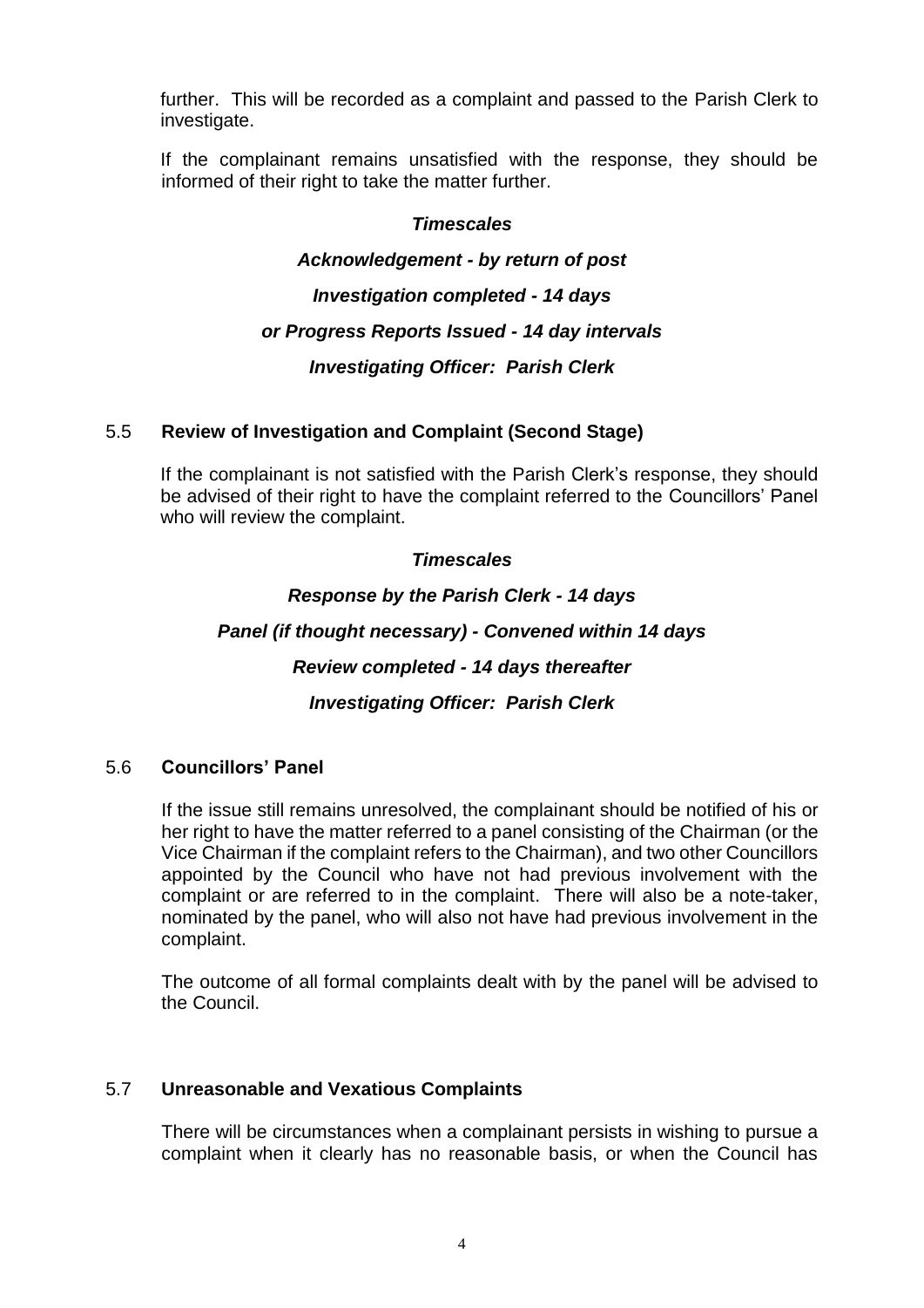further. This will be recorded as a complaint and passed to the Parish Clerk to investigate.

If the complainant remains unsatisfied with the response, they should be informed of their right to take the matter further.

***Timescales***

***Acknowledgement - by return of post***

***Investigation completed - 14 days***

***or Progress Reports Issued - 14 day intervals***

***Investigating Officer: Parish Clerk***

### 5.5 Review of Investigation and Complaint (Second Stage)

If the complainant is not satisfied with the Parish Clerk's response, they should be advised of their right to have the complaint referred to the Councillors' Panel who will review the complaint.

***Timescales***

***Response by the Parish Clerk - 14 days***

***Panel (if thought necessary) - Convened within 14 days***

***Review completed - 14 days thereafter***

***Investigating Officer: Parish Clerk***

### 5.6 Councillors' Panel

If the issue still remains unresolved, the complainant should be notified of his or her right to have the matter referred to a panel consisting of the Chairman (or the Vice Chairman if the complaint refers to the Chairman), and two other Councillors appointed by the Council who have not had previous involvement with the complaint or are referred to in the complaint. There will also be a note-taker, nominated by the panel, who will also not have had previous involvement in the complaint.

The outcome of all formal complaints dealt with by the panel will be advised to the Council.

### 5.7 Unreasonable and Vexatious Complaints

There will be circumstances when a complainant persists in wishing to pursue a complaint when it clearly has no reasonable basis, or when the Council has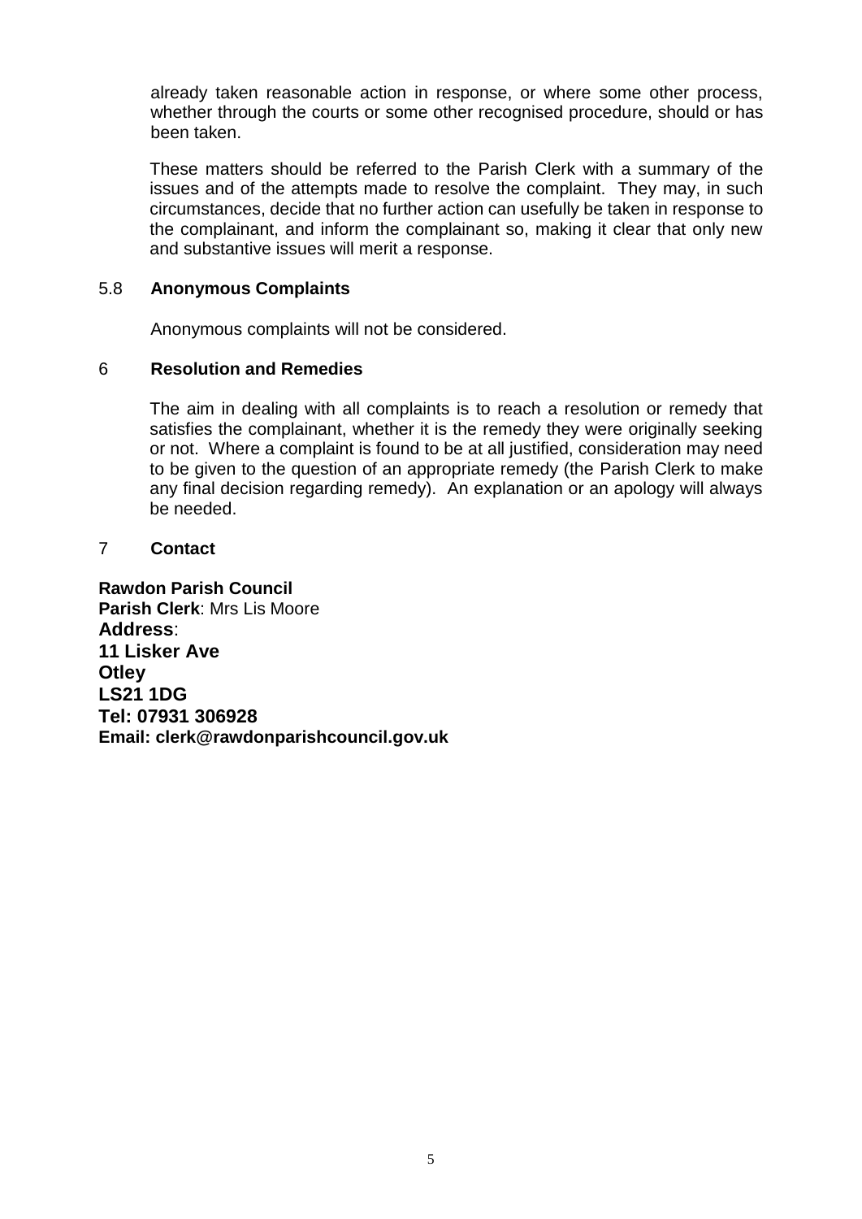already taken reasonable action in response, or where some other process, whether through the courts or some other recognised procedure, should or has been taken.

These matters should be referred to the Parish Clerk with a summary of the issues and of the attempts made to resolve the complaint. They may, in such circumstances, decide that no further action can usefully be taken in response to the complainant, and inform the complainant so, making it clear that only new and substantive issues will merit a response.

### 5.8 Anonymous Complaints

Anonymous complaints will not be considered.

## 6 Resolution and Remedies

The aim in dealing with all complaints is to reach a resolution or remedy that satisfies the complainant, whether it is the remedy they were originally seeking or not. Where a complaint is found to be at all justified, consideration may need to be given to the question of an appropriate remedy (the Parish Clerk to make any final decision regarding remedy). An explanation or an apology will always be needed.

## 7 Contact

**Rawdon Parish Council**
**Parish Clerk**: Mrs Lis Moore
**Address**:
**11 Lisker Ave**
**Otley**
**LS21 1DG**
**Tel: 07931 306928**
**Email: clerk@rawdonparishcouncil.gov.uk**